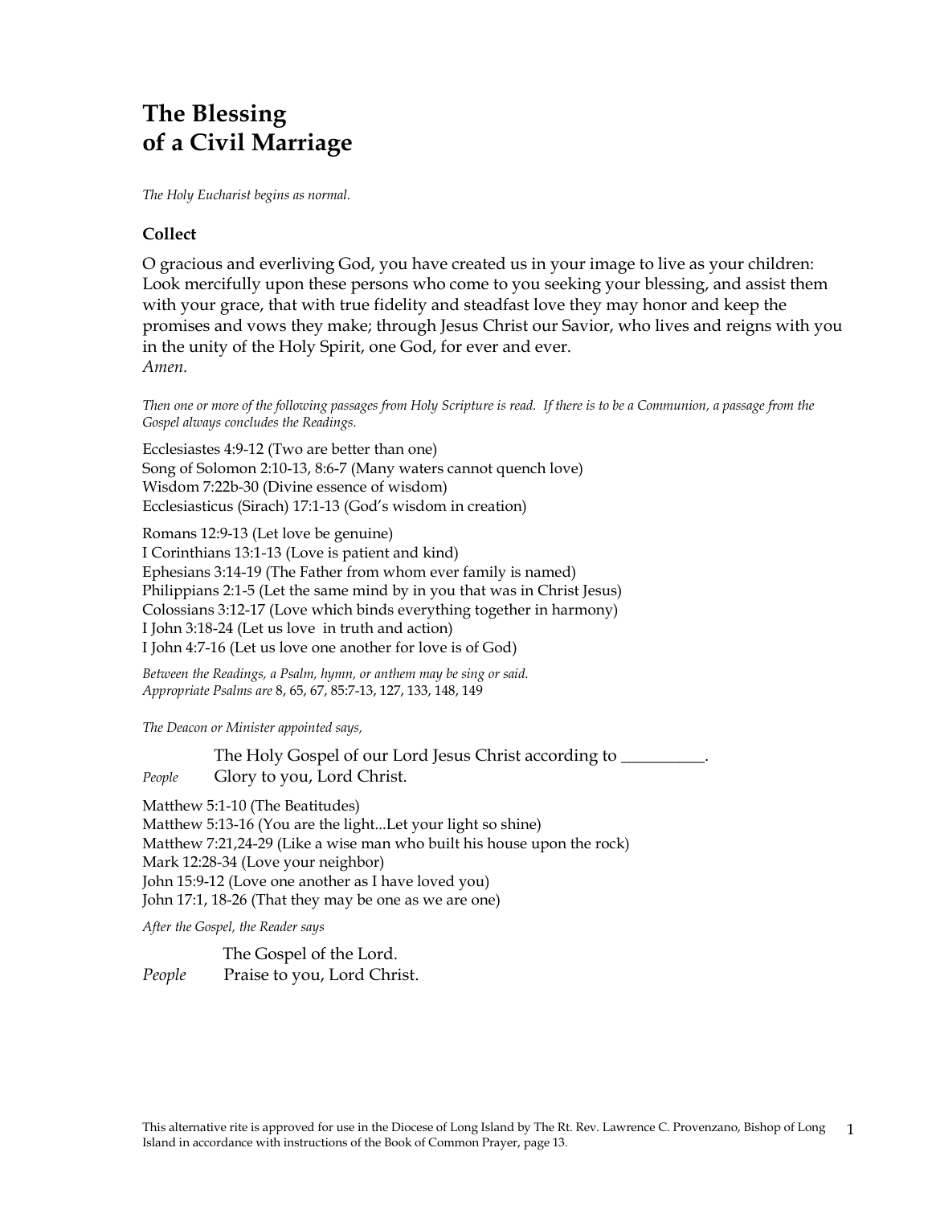# The Blessing of a Civil Marriage

*The Holy Eucharist begins as normal.*

### Collect

O gracious and everliving God, you have created us in your image to live as your children: Look mercifully upon these persons who come to you seeking your blessing, and assist them with your grace, that with true fidelity and steadfast love they may honor and keep the promises and vows they make; through Jesus Christ our Savior, who lives and reigns with you in the unity of the Holy Spirit, one God, for ever and ever.
*Amen.*

*Then one or more of the following passages from Holy Scripture is read. If there is to be a Communion, a passage from the Gospel always concludes the Readings.*

Ecclesiastes 4:9-12 (Two are better than one)
Song of Solomon 2:10-13, 8:6-7 (Many waters cannot quench love)
Wisdom 7:22b-30 (Divine essence of wisdom)
Ecclesiasticus (Sirach) 17:1-13 (God's wisdom in creation)

Romans 12:9-13 (Let love be genuine)
I Corinthians 13:1-13 (Love is patient and kind)
Ephesians 3:14-19 (The Father from whom ever family is named)
Philippians 2:1-5 (Let the same mind by in you that was in Christ Jesus)
Colossians 3:12-17 (Love which binds everything together in harmony)
I John 3:18-24 (Let us love in truth and action)
I John 4:7-16 (Let us love one another for love is of God)

*Between the Readings, a Psalm, hymn, or anthem may be sing or said.*
*Appropriate Psalms are* 8, 65, 67, 85:7-13, 127, 133, 148, 149

*The Deacon or Minister appointed says,*

The Holy Gospel of our Lord Jesus Christ according to __________.
*People* Glory to you, Lord Christ.

Matthew 5:1-10 (The Beatitudes)
Matthew 5:13-16 (You are the light...Let your light so shine)
Matthew 7:21,24-29 (Like a wise man who built his house upon the rock)
Mark 12:28-34 (Love your neighbor)
John 15:9-12 (Love one another as I have loved you)
John 17:1, 18-26 (That they may be one as we are one)

*After the Gospel, the Reader says*

The Gospel of the Lord.
*People* Praise to you, Lord Christ.

This alternative rite is approved for use in the Diocese of Long Island by The Rt. Rev. Lawrence C. Provenzano, Bishop of Long Island in accordance with instructions of the Book of Common Prayer, page 13.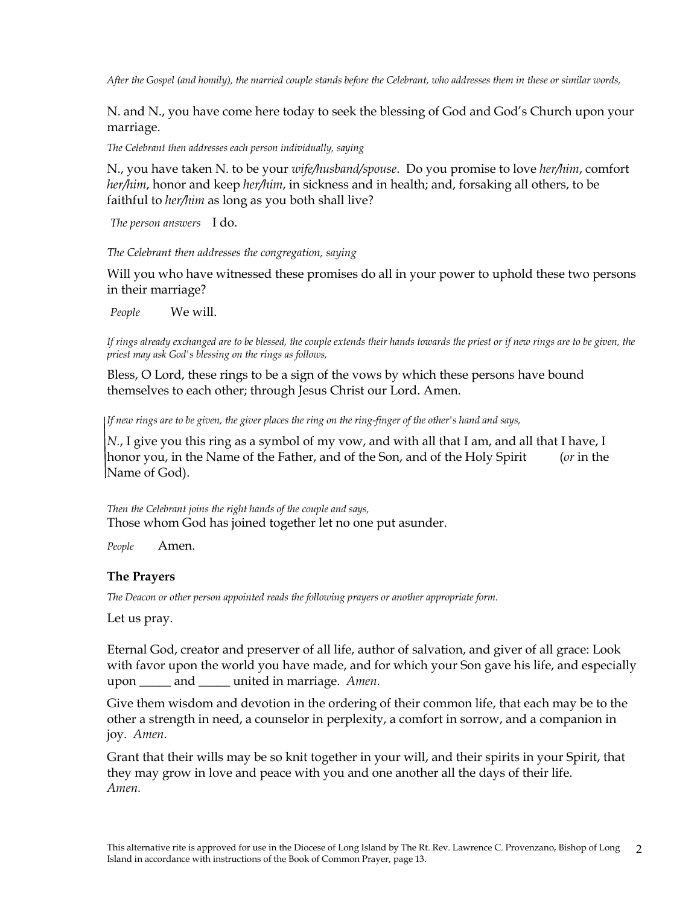*After the Gospel (and homily), the married couple stands before the Celebrant, who addresses them in these or similar words,*

N. and N., you have come here today to seek the blessing of God and God's Church upon your marriage.

*The Celebrant then addresses each person individually, saying*

N., you have taken N. to be your *wife/husband/spouse*. Do you promise to love *her/him*, comfort *her/him*, honor and keep *her/him*, in sickness and in health; and, forsaking all others, to be faithful to *her/him* as long as you both shall live?

*The person answers* I do.

*The Celebrant then addresses the congregation, saying*

Will you who have witnessed these promises do all in your power to uphold these two persons in their marriage?

*People* We will.

*If rings already exchanged are to be blessed, the couple extends their hands towards the priest or if new rings are to be given, the priest may ask God's blessing on the rings as follows,*

Bless, O Lord, these rings to be a sign of the vows by which these persons have bound themselves to each other; through Jesus Christ our Lord. Amen.

*If new rings are to be given, the giver places the ring on the ring-finger of the other's hand and says,*

*N.*, I give you this ring as a symbol of my vow, and with all that I am, and all that I have, I honor you, in the Name of the Father, and of the Son, and of the Holy Spirit (*or* in the Name of God).

*Then the Celebrant joins the right hands of the couple and says,*

Those whom God has joined together let no one put asunder.

*People* Amen.

**The Prayers**

*The Deacon or other person appointed reads the following prayers or another appropriate form.*

Let us pray.

Eternal God, creator and preserver of all life, author of salvation, and giver of all grace: Look with favor upon the world you have made, and for which your Son gave his life, and especially upon _____ and _____ united in marriage. *Amen.*

Give them wisdom and devotion in the ordering of their common life, that each may be to the other a strength in need, a counselor in perplexity, a comfort in sorrow, and a companion in joy. *Amen.*

Grant that their wills may be so knit together in your will, and their spirits in your Spirit, that they may grow in love and peace with you and one another all the days of their life. *Amen.*

This alternative rite is approved for use in the Diocese of Long Island by The Rt. Rev. Lawrence C. Provenzano, Bishop of Long Island in accordance with instructions of the Book of Common Prayer, page 13.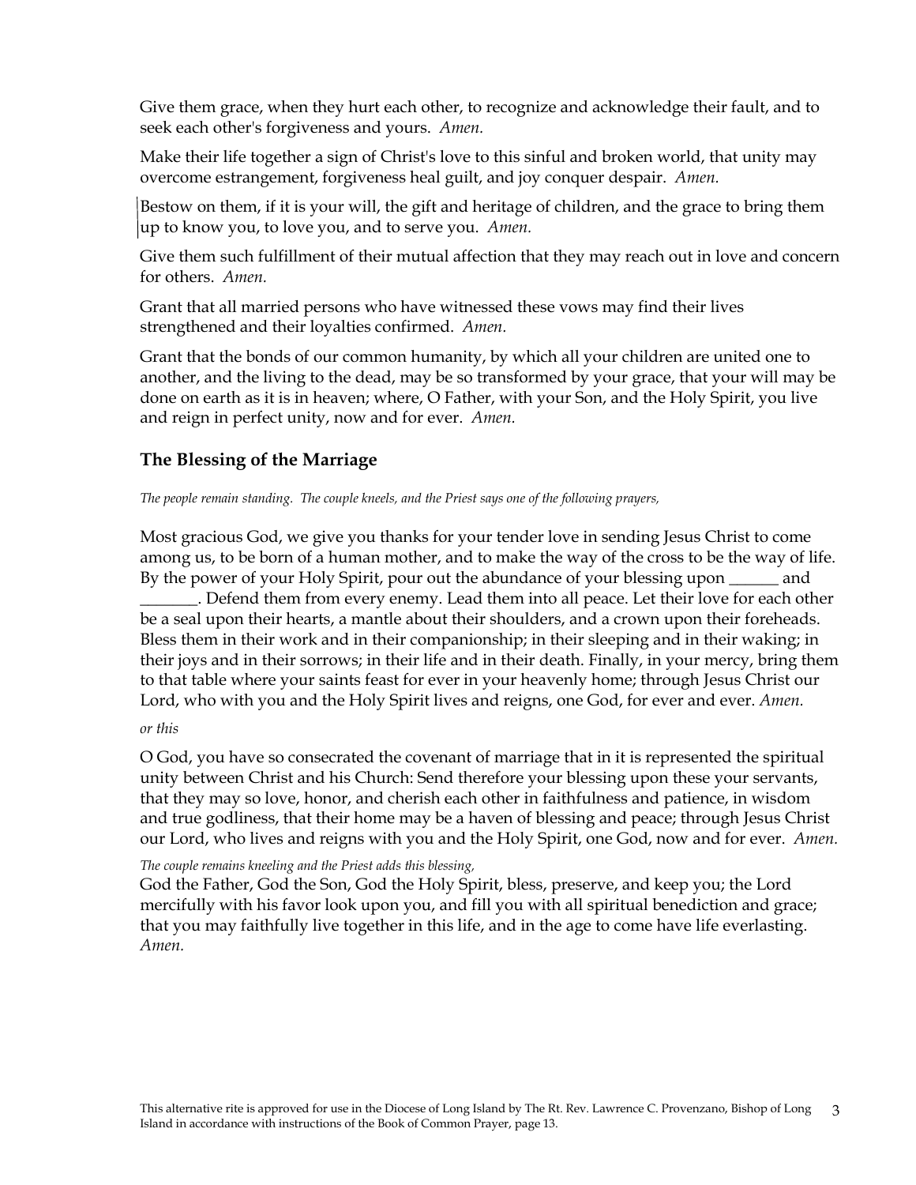Give them grace, when they hurt each other, to recognize and acknowledge their fault, and to seek each other's forgiveness and yours. *Amen.*

Make their life together a sign of Christ's love to this sinful and broken world, that unity may overcome estrangement, forgiveness heal guilt, and joy conquer despair. *Amen.*

Bestow on them, if it is your will, the gift and heritage of children, and the grace to bring them up to know you, to love you, and to serve you. *Amen.*

Give them such fulfillment of their mutual affection that they may reach out in love and concern for others. *Amen.*

Grant that all married persons who have witnessed these vows may find their lives strengthened and their loyalties confirmed. *Amen.*

Grant that the bonds of our common humanity, by which all your children are united one to another, and the living to the dead, may be so transformed by your grace, that your will may be done on earth as it is in heaven; where, O Father, with your Son, and the Holy Spirit, you live and reign in perfect unity, now and for ever. *Amen.*

## The Blessing of the Marriage

*The people remain standing. The couple kneels, and the Priest says one of the following prayers,*

Most gracious God, we give you thanks for your tender love in sending Jesus Christ to come among us, to be born of a human mother, and to make the way of the cross to be the way of life. By the power of your Holy Spirit, pour out the abundance of your blessing upon ______ and _______. Defend them from every enemy. Lead them into all peace. Let their love for each other be a seal upon their hearts, a mantle about their shoulders, and a crown upon their foreheads. Bless them in their work and in their companionship; in their sleeping and in their waking; in their joys and in their sorrows; in their life and in their death. Finally, in your mercy, bring them to that table where your saints feast for ever in your heavenly home; through Jesus Christ our Lord, who with you and the Holy Spirit lives and reigns, one God, for ever and ever. *Amen.*

*or this*

O God, you have so consecrated the covenant of marriage that in it is represented the spiritual unity between Christ and his Church: Send therefore your blessing upon these your servants, that they may so love, honor, and cherish each other in faithfulness and patience, in wisdom and true godliness, that their home may be a haven of blessing and peace; through Jesus Christ our Lord, who lives and reigns with you and the Holy Spirit, one God, now and for ever. *Amen.*

*The couple remains kneeling and the Priest adds this blessing,*

God the Father, God the Son, God the Holy Spirit, bless, preserve, and keep you; the Lord mercifully with his favor look upon you, and fill you with all spiritual benediction and grace; that you may faithfully live together in this life, and in the age to come have life everlasting. *Amen.*

This alternative rite is approved for use in the Diocese of Long Island by The Rt. Rev. Lawrence C. Provenzano, Bishop of Long Island in accordance with instructions of the Book of Common Prayer, page 13.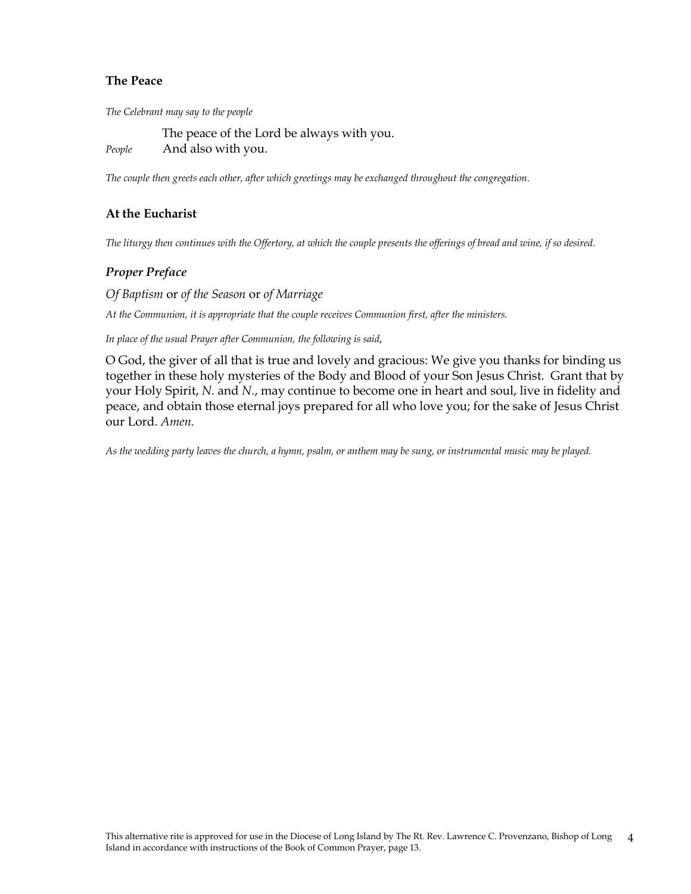### The Peace

*The Celebrant may say to the people*

The peace of the Lord be always with you.
*People* And also with you.

*The couple then greets each other, after which greetings may be exchanged throughout the congregation.*

### At the Eucharist

*The liturgy then continues with the Offertory, at which the couple presents the offerings of bread and wine, if so desired.*

### *Proper Preface*

*Of Baptism* or *of the Season* or *of Marriage*

*At the Communion, it is appropriate that the couple receives Communion first, after the ministers.*

*In place of the usual Prayer after Communion, the following is said*,

O God, the giver of all that is true and lovely and gracious: We give you thanks for binding us together in these holy mysteries of the Body and Blood of your Son Jesus Christ. Grant that by your Holy Spirit, *N.* and *N.*, may continue to become one in heart and soul, live in fidelity and peace, and obtain those eternal joys prepared for all who love you; for the sake of Jesus Christ our Lord. *Amen.*

*As the wedding party leaves the church, a hymn, psalm, or anthem may be sung, or instrumental music may be played.*

This alternative rite is approved for use in the Diocese of Long Island by The Rt. Rev. Lawrence C. Provenzano, Bishop of Long Island in accordance with instructions of the Book of Common Prayer, page 13.